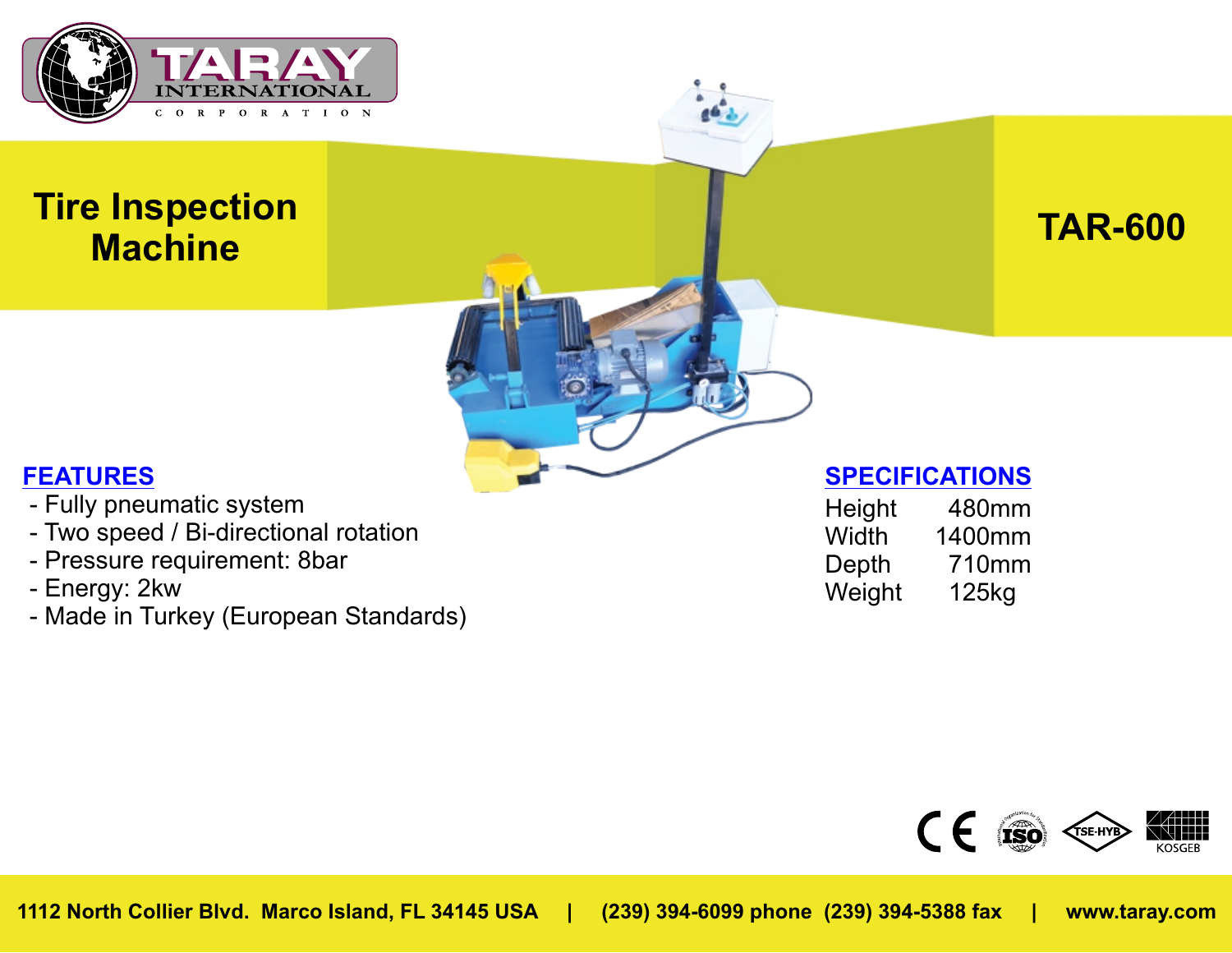TARAY INTERNATIONAL CORPORATION

# Tire Inspection Machine

## TAR-600

### FEATURES

- Fully pneumatic system
- Two speed / Bi-directional rotation
- Pressure requirement: 8bar
- Energy: 2kw
- Made in Turkey (European Standards)

### SPECIFICATIONS

| | |
|---|---|
| Height | 480mm |
| Width | 1400mm |
| Depth | 710mm |
| Weight | 125kg |

1112 North Collier Blvd. Marco Island, FL 34145 USA | (239) 394-6099 phone (239) 394-5388 fax | www.taray.com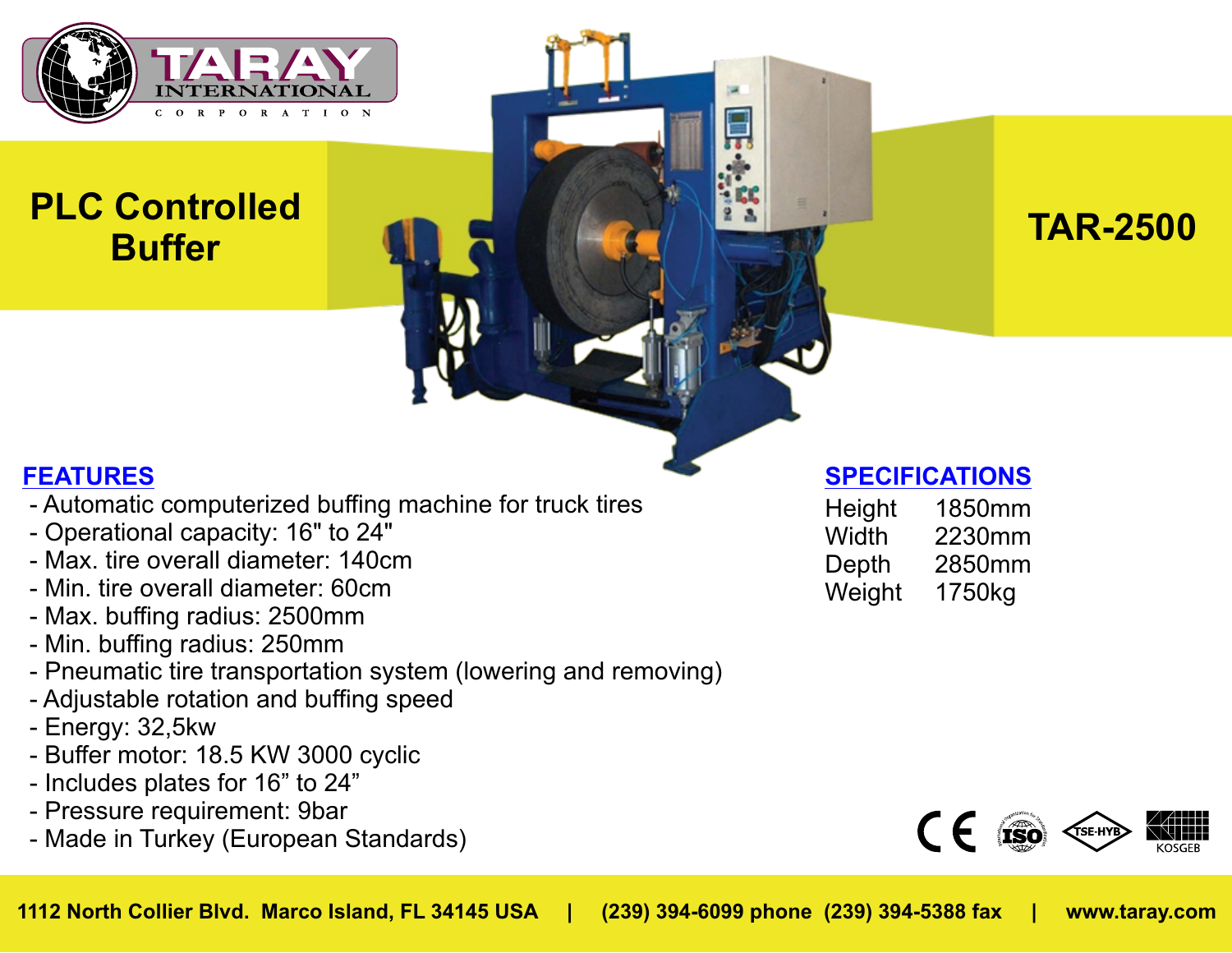TARAY INTERNATIONAL CORPORATION

# PLC Controlled Buffer

# TAR-2500

## FEATURES

- Automatic computerized buffing machine for truck tires
- Operational capacity: 16" to 24"
- Max. tire overall diameter: 140cm
- Min. tire overall diameter: 60cm
- Max. buffing radius: 2500mm
- Min. buffing radius: 250mm
- Pneumatic tire transportation system (lowering and removing)
- Adjustable rotation and buffing speed
- Energy: 32,5kw
- Buffer motor: 18.5 KW 3000 cyclic
- Includes plates for 16” to 24”
- Pressure requirement: 9bar
- Made in Turkey (European Standards)

## SPECIFICATIONS

| | |
|---|---|
| Height | 1850mm |
| Width | 2230mm |
| Depth | 2850mm |
| Weight | 1750kg |

CE ISO TSE-HYB KOSGEB

**1112 North Collier Blvd. Marco Island, FL 34145 USA | (239) 394-6099 phone (239) 394-5388 fax | www.taray.com**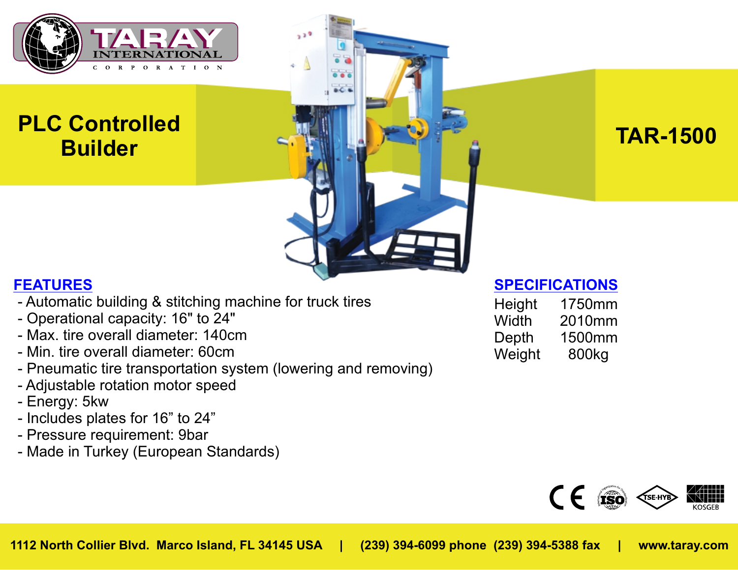# PLC Controlled Builder

# TAR-1500

## FEATURES

- Automatic building & stitching machine for truck tires
- Operational capacity: 16" to 24"
- Max. tire overall diameter: 140cm
- Min. tire overall diameter: 60cm
- Pneumatic tire transportation system (lowering and removing)
- Adjustable rotation motor speed
- Energy: 5kw
- Includes plates for 16” to 24”
- Pressure requirement: 9bar
- Made in Turkey (European Standards)

## SPECIFICATIONS

| | |
|---|---|
| Height | 1750mm |
| Width | 2010mm |
| Depth | 1500mm |
| Weight | 800kg |

1112 North Collier Blvd. Marco Island, FL 34145 USA | (239) 394-6099 phone (239) 394-5388 fax | www.taray.com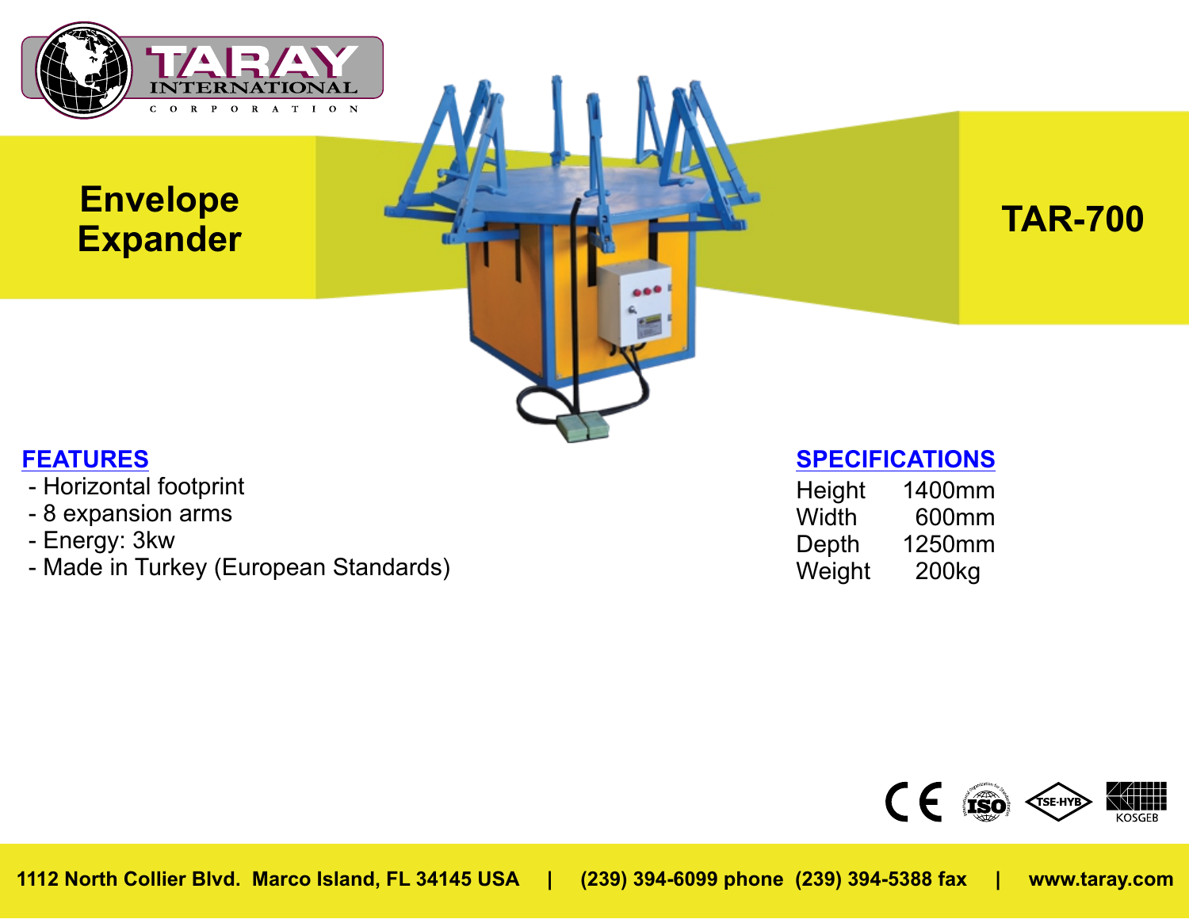TARAY INTERNATIONAL CORPORATION

# Envelope Expander

# TAR-700

## FEATURES

- Horizontal footprint
- 8 expansion arms
- Energy: 3kw
- Made in Turkey (European Standards)

## SPECIFICATIONS

| | |
|---|---|
| Height | 1400mm |
| Width | 600mm |
| Depth | 1250mm |
| Weight | 200kg |

CE ISO TSE-HYB KOSGEB

**1112 North Collier Blvd. Marco Island, FL 34145 USA | (239) 394-6099 phone (239) 394-5388 fax | www.taray.com**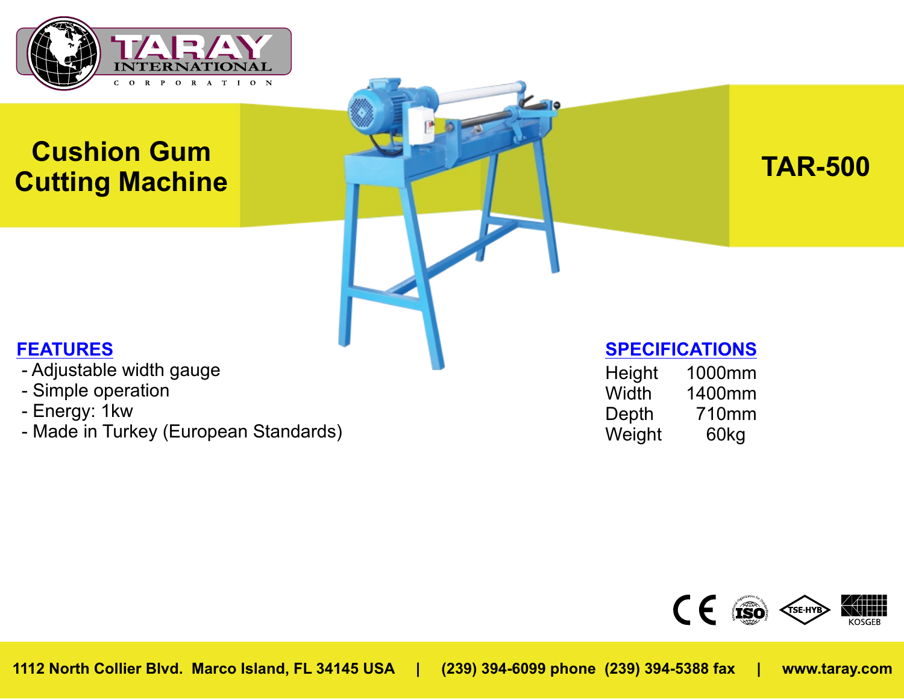TARAY INTERNATIONAL CORPORATION

# Cushion Gum Cutting Machine

## TAR-500

### FEATURES

- Adjustable width gauge
- Simple operation
- Energy: 1kw
- Made in Turkey (European Standards)

### SPECIFICATIONS

| | |
|---|---|
| Height | 1000mm |
| Width | 1400mm |
| Depth | 710mm |
| Weight | 60kg |

CE ISO TSE-HYB KOSGEB

1112 North Collier Blvd. Marco Island, FL 34145 USA | (239) 394-6099 phone (239) 394-5388 fax | www.taray.com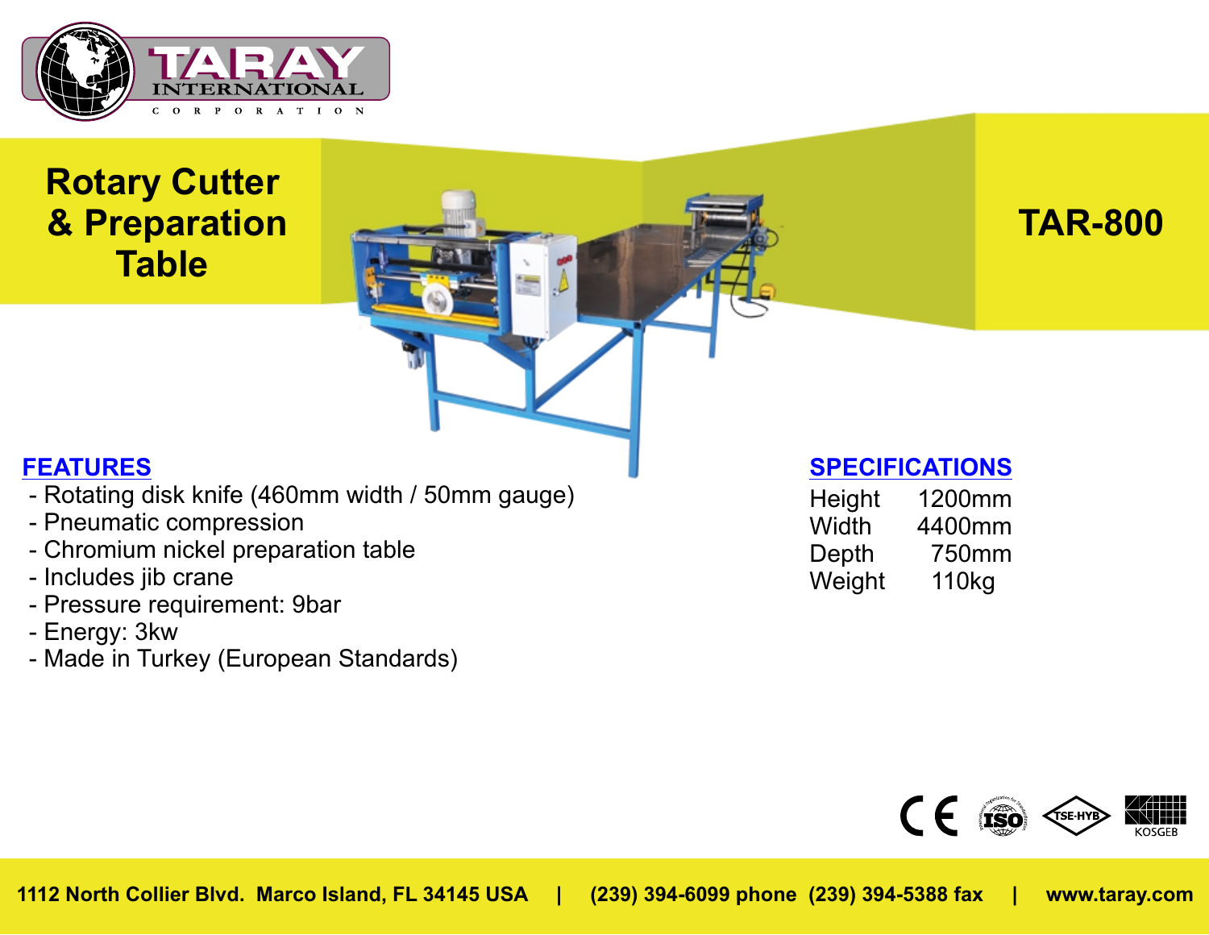TARAY INTERNATIONAL CORPORATION

# Rotary Cutter & Preparation Table

## TAR-800

### FEATURES

- Rotating disk knife (460mm width / 50mm gauge)
- Pneumatic compression
- Chromium nickel preparation table
- Includes jib crane
- Pressure requirement: 9bar
- Energy: 3kw
- Made in Turkey (European Standards)

### SPECIFICATIONS

| | |
|---|---|
| Height | 1200mm |
| Width | 4400mm |
| Depth | 750mm |
| Weight | 110kg |

CE ISO TSE-HYB KOSGEB

**1112 North Collier Blvd. Marco Island, FL 34145 USA | (239) 394-6099 phone (239) 394-5388 fax | www.taray.com**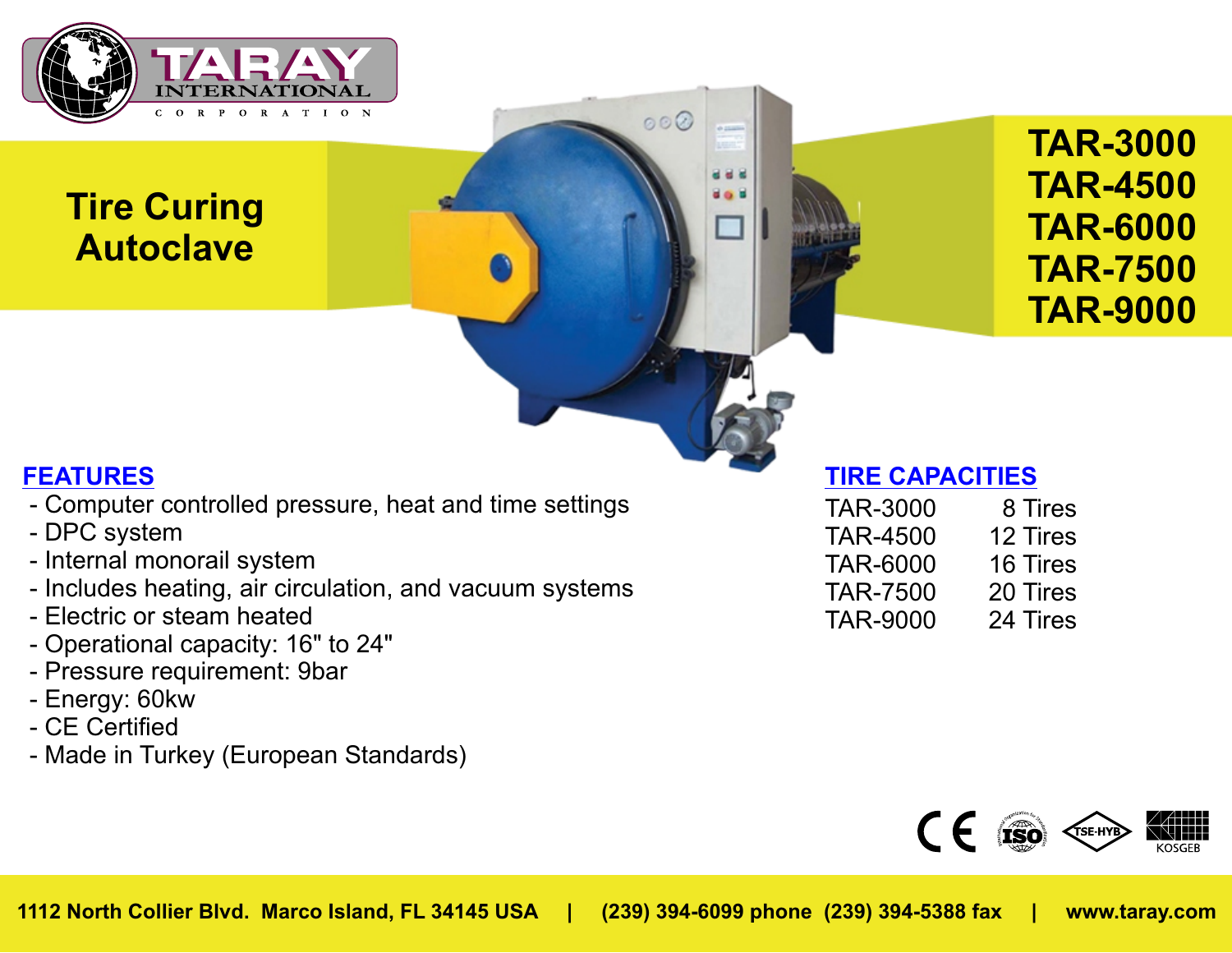TARAY INTERNATIONAL CORPORATION

# Tire Curing Autoclave

**TAR-3000**
**TAR-4500**
**TAR-6000**
**TAR-7500**
**TAR-9000**

## FEATURES

- Computer controlled pressure, heat and time settings
- DPC system
- Internal monorail system
- Includes heating, air circulation, and vacuum systems
- Electric or steam heated
- Operational capacity: 16" to 24"
- Pressure requirement: 9bar
- Energy: 60kw
- CE Certified
- Made in Turkey (European Standards)

## TIRE CAPACITIES

| | |
|---|---|
| TAR-3000 | 8 Tires |
| TAR-4500 | 12 Tires |
| TAR-6000 | 16 Tires |
| TAR-7500 | 20 Tires |
| TAR-9000 | 24 Tires |

CE ISO TSE-HYB KOSGEB

**1112 North Collier Blvd. Marco Island, FL 34145 USA | (239) 394-6099 phone (239) 394-5388 fax | www.taray.com**